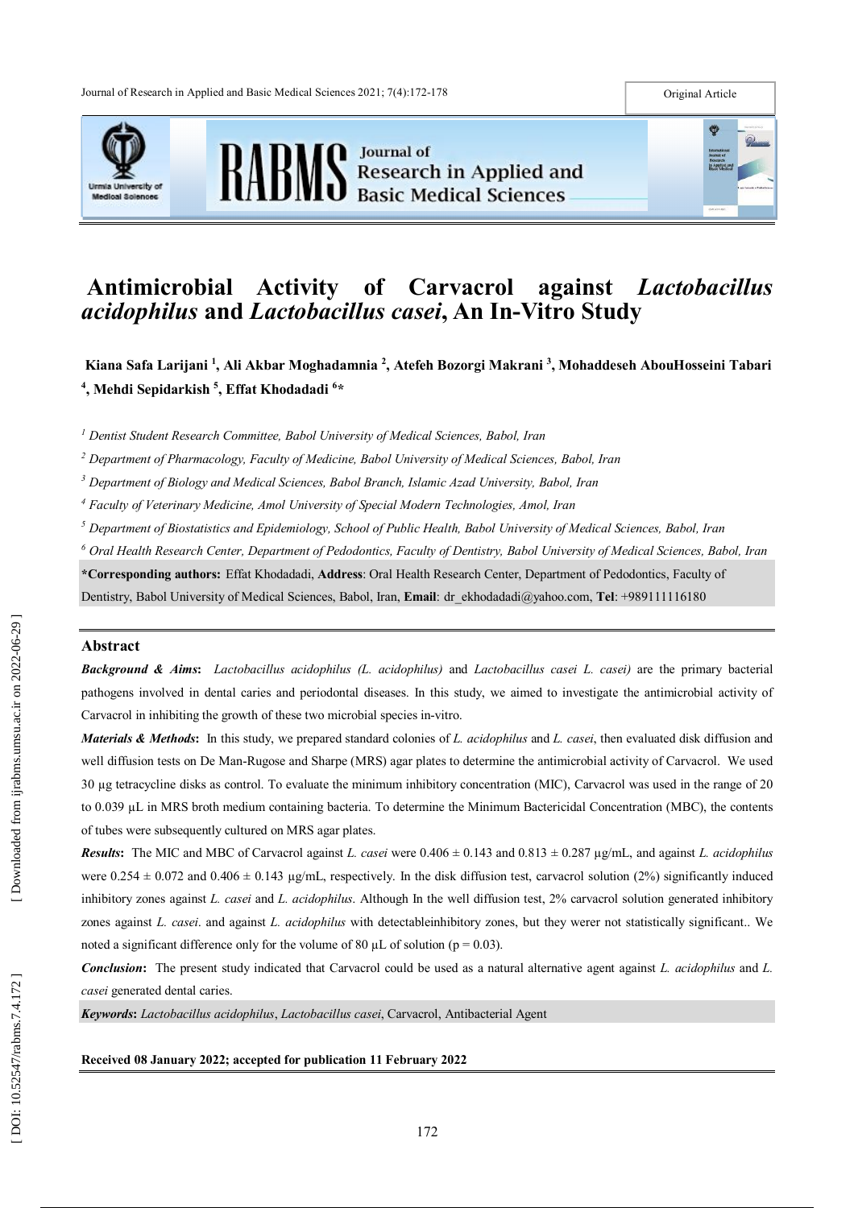# Antimicrobial Activity of Carvacrol against *Lactobacillus acidophilus* and *Lactobacillus casei*, An In-Vitro Study

**Kiana Safa Larijani [1], Ali Akbar Moghadamnia [2], Atefeh Bozorgi Makrani [3], Mohaddeseh AbouHosseini Tabari [4], Mehdi Sepidarkish [5], Effat Khodadadi [6]***

*[1] Dentist Student Research Committee, Babol University of Medical Sciences, Babol, Iran*

*[2] Department of Pharmacology, Faculty of Medicine, Babol University of Medical Sciences, Babol, Iran*

*[3] Department of Biology and Medical Sciences, Babol Branch, Islamic Azad University, Babol, Iran*

*[4] Faculty of Veterinary Medicine, Amol University of Special Modern Technologies, Amol, Iran*

*[5] Department of Biostatistics and Epidemiology, School of Public Health, Babol University of Medical Sciences, Babol, Iran*

*[6] Oral Health Research Center, Department of Pedodontics, Faculty of Dentistry, Babol University of Medical Sciences, Babol, Iran*

***Corresponding authors:** Effat Khodadadi, **Address**: Oral Health Research Center, Department of Pedodontics, Faculty of Dentistry, Babol University of Medical Sciences, Babol, Iran, **Email**: dr_ekhodadadi@yahoo.com, **Tel**: +989111116180

## Abstract

***Background & Aims*:** *Lactobacillus acidophilus (L. acidophilus)* and *Lactobacillus casei L. casei)* are the primary bacterial pathogens involved in dental caries and periodontal diseases. In this study, we aimed to investigate the antimicrobial activity of Carvacrol in inhibiting the growth of these two microbial species in-vitro.

***Materials & Methods*:** In this study, we prepared standard colonies of *L. acidophilus* and *L. casei*, then evaluated disk diffusion and well diffusion tests on De Man-Rugose and Sharpe (MRS) agar plates to determine the antimicrobial activity of Carvacrol. We used 30 µg tetracycline disks as control. To evaluate the minimum inhibitory concentration (MIC), Carvacrol was used in the range of 20 to 0.039 µL in MRS broth medium containing bacteria. To determine the Minimum Bactericidal Concentration (MBC), the contents of tubes were subsequently cultured on MRS agar plates.

***Results*:** The MIC and MBC of Carvacrol against *L. casei* were 0.406 ± 0.143 and 0.813 ± 0.287 µg/mL, and against *L. acidophilus* were 0.254 ± 0.072 and 0.406 ± 0.143 µg/mL, respectively. In the disk diffusion test, carvacrol solution (2%) significantly induced inhibitory zones against *L. casei* and *L. acidophilus*. Although In the well diffusion test, 2% carvacrol solution generated inhibitory zones against *L. casei*. and against *L. acidophilus* with detectableinhibitory zones, but they werer not statistically significant.. We noted a significant difference only for the volume of 80 µL of solution ($p = 0.03$).

***Conclusion*:** The present study indicated that Carvacrol could be used as a natural alternative agent against *L. acidophilus* and *L. casei* generated dental caries.

***Keywords*:** *Lactobacillus acidophilus*, *Lactobacillus casei*, Carvacrol, Antibacterial Agent

**Received 08 January 2022; accepted for publication 11 February 2022**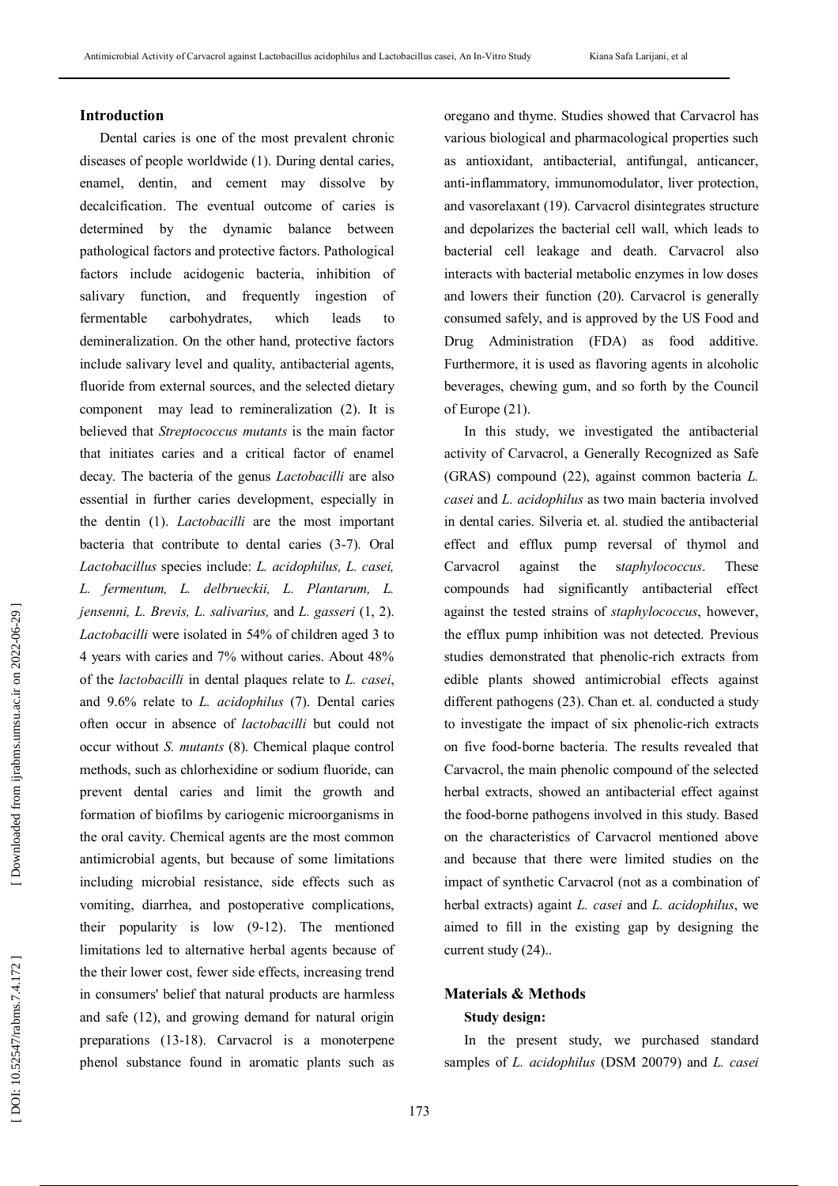## Introduction

Dental caries is one of the most prevalent chronic diseases of people worldwide (1). During dental caries, enamel, dentin, and cement may dissolve by decalcification. The eventual outcome of caries is determined by the dynamic balance between pathological factors and protective factors. Pathological factors include acidogenic bacteria, inhibition of salivary function, and frequently ingestion of fermentable carbohydrates, which leads to demineralization. On the other hand, protective factors include salivary level and quality, antibacterial agents, fluoride from external sources, and the selected dietary component may lead to remineralization (2). It is believed that *Streptococcus mutants* is the main factor that initiates caries and a critical factor of enamel decay. The bacteria of the genus *Lactobacilli* are also essential in further caries development, especially in the dentin (1). *Lactobacilli* are the most important bacteria that contribute to dental caries (3-7). Oral *Lactobacillus* species include: *L. acidophilus, L. casei, L. fermentum, L. delbrueckii, L. Plantarum, L. jensenni, L. Brevis, L. salivarius,* and *L. gasseri* (1, 2). *Lactobacilli* were isolated in 54% of children aged 3 to 4 years with caries and 7% without caries. About 48% of the *lactobacilli* in dental plaques relate to *L. casei*, and 9.6% relate to *L. acidophilus* (7). Dental caries often occur in absence of *lactobacilli* but could not occur without *S. mutants* (8). Chemical plaque control methods, such as chlorhexidine or sodium fluoride, can prevent dental caries and limit the growth and formation of biofilms by cariogenic microorganisms in the oral cavity. Chemical agents are the most common antimicrobial agents, but because of some limitations including microbial resistance, side effects such as vomiting, diarrhea, and postoperative complications, their popularity is low (9-12). The mentioned limitations led to alternative herbal agents because of the their lower cost, fewer side effects, increasing trend in consumers' belief that natural products are harmless and safe (12), and growing demand for natural origin preparations (13-18). Carvacrol is a monoterpene phenol substance found in aromatic plants such as oregano and thyme. Studies showed that Carvacrol has various biological and pharmacological properties such as antioxidant, antibacterial, antifungal, anticancer, anti-inflammatory, immunomodulator, liver protection, and vasorelaxant (19). Carvacrol disintegrates structure and depolarizes the bacterial cell wall, which leads to bacterial cell leakage and death. Carvacrol also interacts with bacterial metabolic enzymes in low doses and lowers their function (20). Carvacrol is generally consumed safely, and is approved by the US Food and Drug Administration (FDA) as food additive. Furthermore, it is used as flavoring agents in alcoholic beverages, chewing gum, and so forth by the Council of Europe (21).

In this study, we investigated the antibacterial activity of Carvacrol, a Generally Recognized as Safe (GRAS) compound (22), against common bacteria *L. casei* and *L. acidophilus* as two main bacteria involved in dental caries. Silveria et. al. studied the antibacterial effect and efflux pump reversal of thymol and Carvacrol against the s*taphylococcus*. These compounds had significantly antibacterial effect against the tested strains of *staphylococcus*, however, the efflux pump inhibition was not detected. Previous studies demonstrated that phenolic-rich extracts from edible plants showed antimicrobial effects against different pathogens (23). Chan et. al. conducted a study to investigate the impact of six phenolic-rich extracts on five food-borne bacteria. The results revealed that Carvacrol, the main phenolic compound of the selected herbal extracts, showed an antibacterial effect against the food-borne pathogens involved in this study. Based on the characteristics of Carvacrol mentioned above and because that there were limited studies on the impact of synthetic Carvacrol (not as a combination of herbal extracts) against *L. casei* and *L. acidophilus*, we aimed to fill in the existing gap by designing the current study (24)..

## Materials & Methods

### Study design:

In the present study, we purchased standard samples of *L. acidophilus* (DSM 20079) and *L. casei*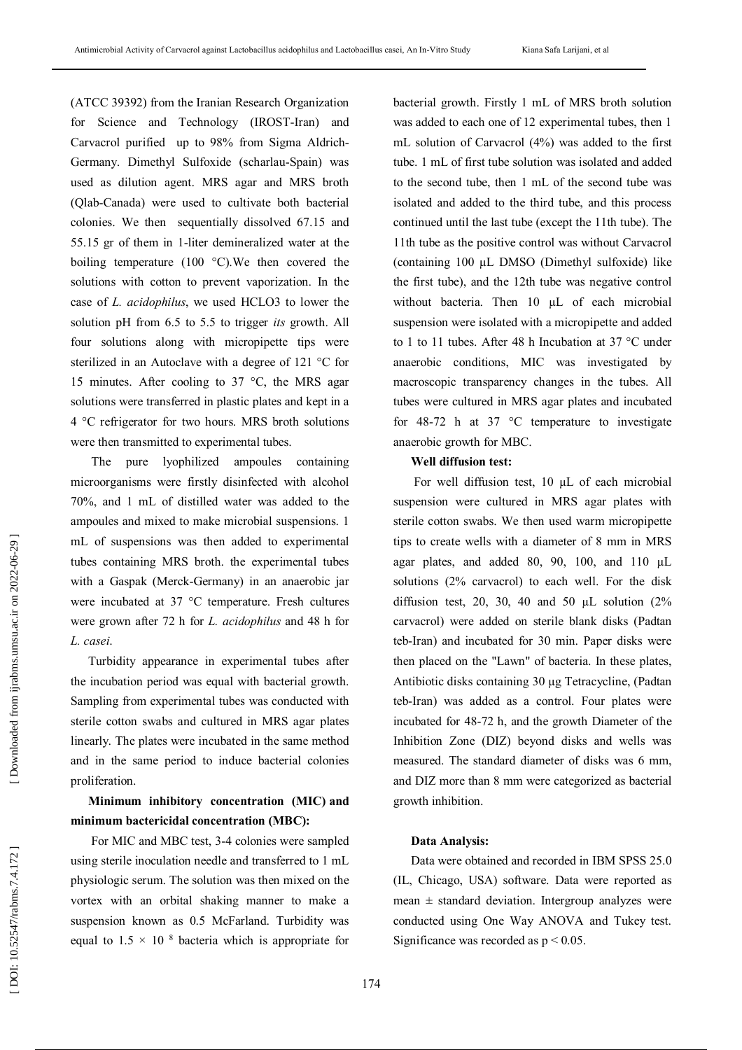(ATCC 39392) from the Iranian Research Organization for Science and Technology (IROST-Iran) and Carvacrol purified up to 98% from Sigma Aldrich-Germany. Dimethyl Sulfoxide (scharlau-Spain) was used as dilution agent. MRS agar and MRS broth (Qlab-Canada) were used to cultivate both bacterial colonies. We then sequentially dissolved 67.15 and 55.15 gr of them in 1-liter demineralized water at the boiling temperature (100 °C).We then covered the solutions with cotton to prevent vaporization. In the case of *L. acidophilus*, we used $HCLO_3$ to lower the solution pH from 6.5 to 5.5 to trigger *its* growth. All four solutions along with micropipette tips were sterilized in an Autoclave with a degree of 121 °C for 15 minutes. After cooling to 37 °C, the MRS agar solutions were transferred in plastic plates and kept in a 4 °C refrigerator for two hours. MRS broth solutions were then transmitted to experimental tubes.

The pure lyophilized ampoules containing microorganisms were firstly disinfected with alcohol 70%, and 1 mL of distilled water was added to the ampoules and mixed to make microbial suspensions. 1 mL of suspensions was then added to experimental tubes containing MRS broth. the experimental tubes with a Gaspak (Merck-Germany) in an anaerobic jar were incubated at 37 °C temperature. Fresh cultures were grown after 72 h for *L. acidophilus* and 48 h for *L. casei*.

Turbidity appearance in experimental tubes after the incubation period was equal with bacterial growth. Sampling from experimental tubes was conducted with sterile cotton swabs and cultured in MRS agar plates linearly. The plates were incubated in the same method and in the same period to induce bacterial colonies proliferation.

**Minimum inhibitory concentration (MIC) and minimum bactericidal concentration (MBC):**

For MIC and MBC test, 3-4 colonies were sampled using sterile inoculation needle and transferred to 1 mL physiologic serum. The solution was then mixed on the vortex with an orbital shaking manner to make a suspension known as 0.5 McFarland. Turbidity was equal to $1.5 \times 10^{8}$ bacteria which is appropriate for bacterial growth. Firstly 1 mL of MRS broth solution was added to each one of 12 experimental tubes, then 1 mL solution of Carvacrol (4%) was added to the first tube. 1 mL of first tube solution was isolated and added to the second tube, then 1 mL of the second tube was isolated and added to the third tube, and this process continued until the last tube (except the 11th tube). The 11th tube as the positive control was without Carvacrol (containing 100 µL DMSO (Dimethyl sulfoxide) like the first tube), and the 12th tube was negative control without bacteria. Then 10 µL of each microbial suspension were isolated with a micropipette and added to 1 to 11 tubes. After 48 h Incubation at 37 °C under anaerobic conditions, MIC was investigated by macroscopic transparency changes in the tubes. All tubes were cultured in MRS agar plates and incubated for 48-72 h at 37 °C temperature to investigate anaerobic growth for MBC.

**Well diffusion test:**

For well diffusion test, 10 µL of each microbial suspension were cultured in MRS agar plates with sterile cotton swabs. We then used warm micropipette tips to create wells with a diameter of 8 mm in MRS agar plates, and added 80, 90, 100, and 110 µL solutions (2% carvacrol) to each well. For the disk diffusion test, 20, 30, 40 and 50 µL solution (2% carvacrol) were added on sterile blank disks (Padtan teb-Iran) and incubated for 30 min. Paper disks were then placed on the "Lawn" of bacteria. In these plates, Antibiotic disks containing 30 µg Tetracycline, (Padtan teb-Iran) was added as a control. Four plates were incubated for 48-72 h, and the growth Diameter of the Inhibition Zone (DIZ) beyond disks and wells was measured. The standard diameter of disks was 6 mm, and DIZ more than 8 mm were categorized as bacterial growth inhibition.

**Data Analysis:**

Data were obtained and recorded in IBM SPSS 25.0 (IL, Chicago, USA) software. Data were reported as mean ± standard deviation. Intergroup analyzes were conducted using One Way ANOVA and Tukey test. Significance was recorded as $p < 0.05$.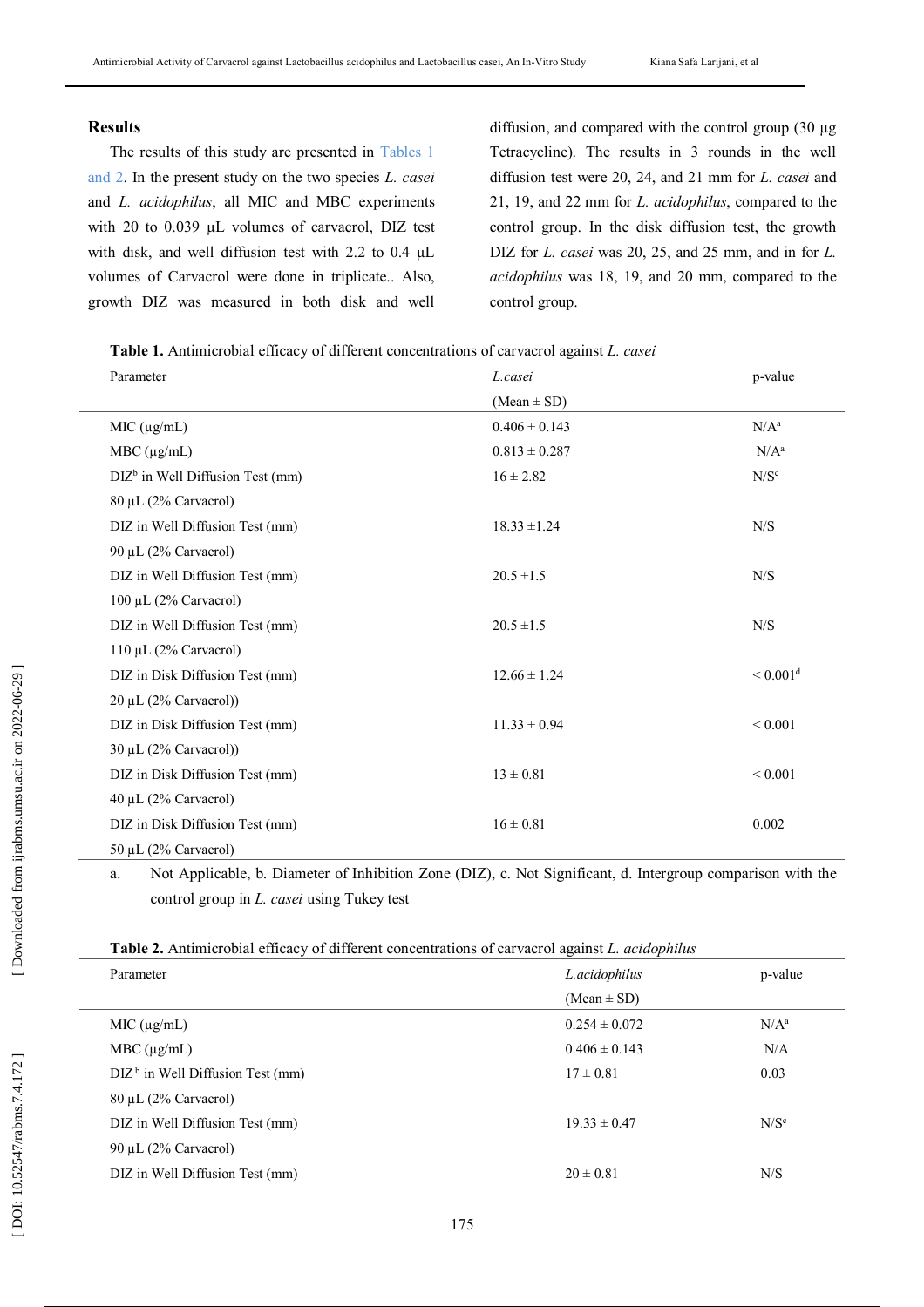## Results

The results of this study are presented in Tables 1 and 2. In the present study on the two species *L. casei* and *L. acidophilus*, all MIC and MBC experiments with 20 to 0.039 µL volumes of carvacrol, DIZ test with disk, and well diffusion test with 2.2 to 0.4 µL volumes of Carvacrol were done in triplicate.. Also, growth DIZ was measured in both disk and well diffusion, and compared with the control group (30 µg Tetracycline). The results in 3 rounds in the well diffusion test were 20, 24, and 21 mm for *L. casei* and 21, 19, and 22 mm for *L. acidophilus*, compared to the control group. In the disk diffusion test, the growth DIZ for *L. casei* was 20, 25, and 25 mm, and in for *L. acidophilus* was 18, 19, and 20 mm, compared to the control group.

**Table 1.** Antimicrobial efficacy of different concentrations of carvacrol against *L. casei*

| Parameter | *L.casei* (Mean ± SD) | p-value |
|---|---|---|
| MIC (µg/mL) | 0.406 ± 0.143 | N/A[a] |
| MBC (µg/mL) | 0.813 ± 0.287 | N/A[a] |
| DIZ[b] in Well Diffusion Test (mm) 80 µL (2% Carvacrol) | 16 ± 2.82 | N/S[c] |
| DIZ in Well Diffusion Test (mm) 90 µL (2% Carvacrol) | 18.33 ±1.24 | N/S |
| DIZ in Well Diffusion Test (mm) 100 µL (2% Carvacrol) | 20.5 ±1.5 | N/S |
| DIZ in Well Diffusion Test (mm) 110 µL (2% Carvacrol) | 20.5 ±1.5 | N/S |
| DIZ in Disk Diffusion Test (mm) 20 µL (2% Carvacrol)) | 12.66 ± 1.24 | < 0.001[d] |
| DIZ in Disk Diffusion Test (mm) 30 µL (2% Carvacrol)) | 11.33 ± 0.94 | < 0.001 |
| DIZ in Disk Diffusion Test (mm) 40 µL (2% Carvacrol) | 13 ± 0.81 | < 0.001 |
| DIZ in Disk Diffusion Test (mm) 50 µL (2% Carvacrol) | 16 ± 0.81 | 0.002 |

a. Not Applicable, b. Diameter of Inhibition Zone (DIZ), c. Not Significant, d. Intergroup comparison with the control group in *L. casei* using Tukey test

**Table 2.** Antimicrobial efficacy of different concentrations of carvacrol against *L. acidophilus*

| Parameter | *L.acidophilus* (Mean ± SD) | p-value |
|---|---|---|
| MIC (µg/mL) | 0.254 ± 0.072 | N/A[a] |
| MBC (µg/mL) | 0.406 ± 0.143 | N/A |
| DIZ[b] in Well Diffusion Test (mm) 80 µL (2% Carvacrol) | 17 ± 0.81 | 0.03 |
| DIZ in Well Diffusion Test (mm) 90 µL (2% Carvacrol) | 19.33 ± 0.47 | N/S[c] |
| DIZ in Well Diffusion Test (mm) | 20 ± 0.81 | N/S |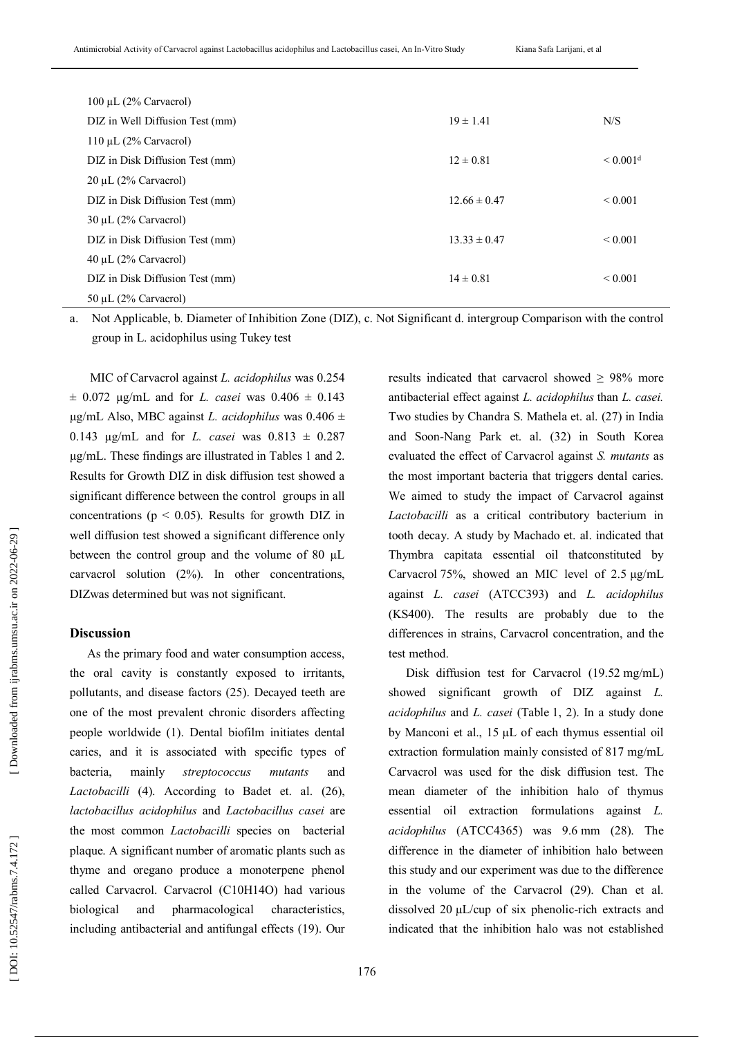| | | |
|---|---|---|
| 100 μL (2% Carvacrol) | | |
| DIZ in Well Diffusion Test (mm) | 19 ± 1.41 | N/S |
| 110 μL (2% Carvacrol) | | |
| DIZ in Disk Diffusion Test (mm) | 12 ± 0.81 | < 0.001[d] |
| 20 μL (2% Carvacrol) | | |
| DIZ in Disk Diffusion Test (mm) | 12.66 ± 0.47 | < 0.001 |
| 30 μL (2% Carvacrol) | | |
| DIZ in Disk Diffusion Test (mm) | 13.33 ± 0.47 | < 0.001 |
| 40 μL (2% Carvacrol) | | |
| DIZ in Disk Diffusion Test (mm) | 14 ± 0.81 | < 0.001 |
| 50 μL (2% Carvacrol) | | |

a. Not Applicable, b. Diameter of Inhibition Zone (DIZ), c. Not Significant d. intergroup Comparison with the control group in L. acidophilus using Tukey test

MIC of Carvacrol against *L. acidophilus* was 0.254 ± 0.072 μg/mL and for *L. casei* was 0.406 ± 0.143 μg/mL Also, MBC against *L. acidophilus* was 0.406 ± 0.143 μg/mL and for *L. casei* was 0.813 ± 0.287 μg/mL. These findings are illustrated in Tables 1 and 2. Results for Growth DIZ in disk diffusion test showed a significant difference between the control groups in all concentrations ($p < 0.05$). Results for growth DIZ in well diffusion test showed a significant difference only between the control group and the volume of 80 μL carvacrol solution (2%). In other concentrations, DIZwas determined but was not significant.

## Discussion

As the primary food and water consumption access, the oral cavity is constantly exposed to irritants, pollutants, and disease factors (25). Decayed teeth are one of the most prevalent chronic disorders affecting people worldwide (1). Dental biofilm initiates dental caries, and it is associated with specific types of bacteria, mainly *streptococcus mutants* and *Lactobacilli* (4). According to Badet et. al. (26), *lactobacillus acidophilus* and *Lactobacillus casei* are the most common *Lactobacilli* species on bacterial plaque. A significant number of aromatic plants such as thyme and oregano produce a monoterpene phenol called Carvacrol. Carvacrol ($C_{10}H_{14}O$) had various biological and pharmacological characteristics, including antibacterial and antifungal effects (19). Our results indicated that carvacrol showed ≥ 98% more antibacterial effect against *L. acidophilus* than *L. casei.* Two studies by Chandra S. Mathela et. al. (27) in India and Soon-Nang Park et. al. (32) in South Korea evaluated the effect of Carvacrol against *S. mutants* as the most important bacteria that triggers dental caries. We aimed to study the impact of Carvacrol against *Lactobacilli* as a critical contributory bacterium in tooth decay. A study by Machado et. al. indicated that Thymbra capitata essential oil thatconstituted by Carvacrol 75%, showed an MIC level of 2.5 μg/mL against *L. casei* (ATCC393) and *L. acidophilus* (KS400). The results are probably due to the differences in strains, Carvacrol concentration, and the test method.

Disk diffusion test for Carvacrol (19.52 mg/mL) showed significant growth of DIZ against *L. acidophilus* and *L. casei* (Table 1, 2). In a study done by Manconi et al., 15 μL of each thymus essential oil extraction formulation mainly consisted of 817 mg/mL Carvacrol was used for the disk diffusion test. The mean diameter of the inhibition halo of thymus essential oil extraction formulations against *L. acidophilus* (ATCC4365) was 9.6 mm (28). The difference in the diameter of inhibition halo between this study and our experiment was due to the difference in the volume of the Carvacrol (29). Chan et al. dissolved 20 μL/cup of six phenolic-rich extracts and indicated that the inhibition halo was not established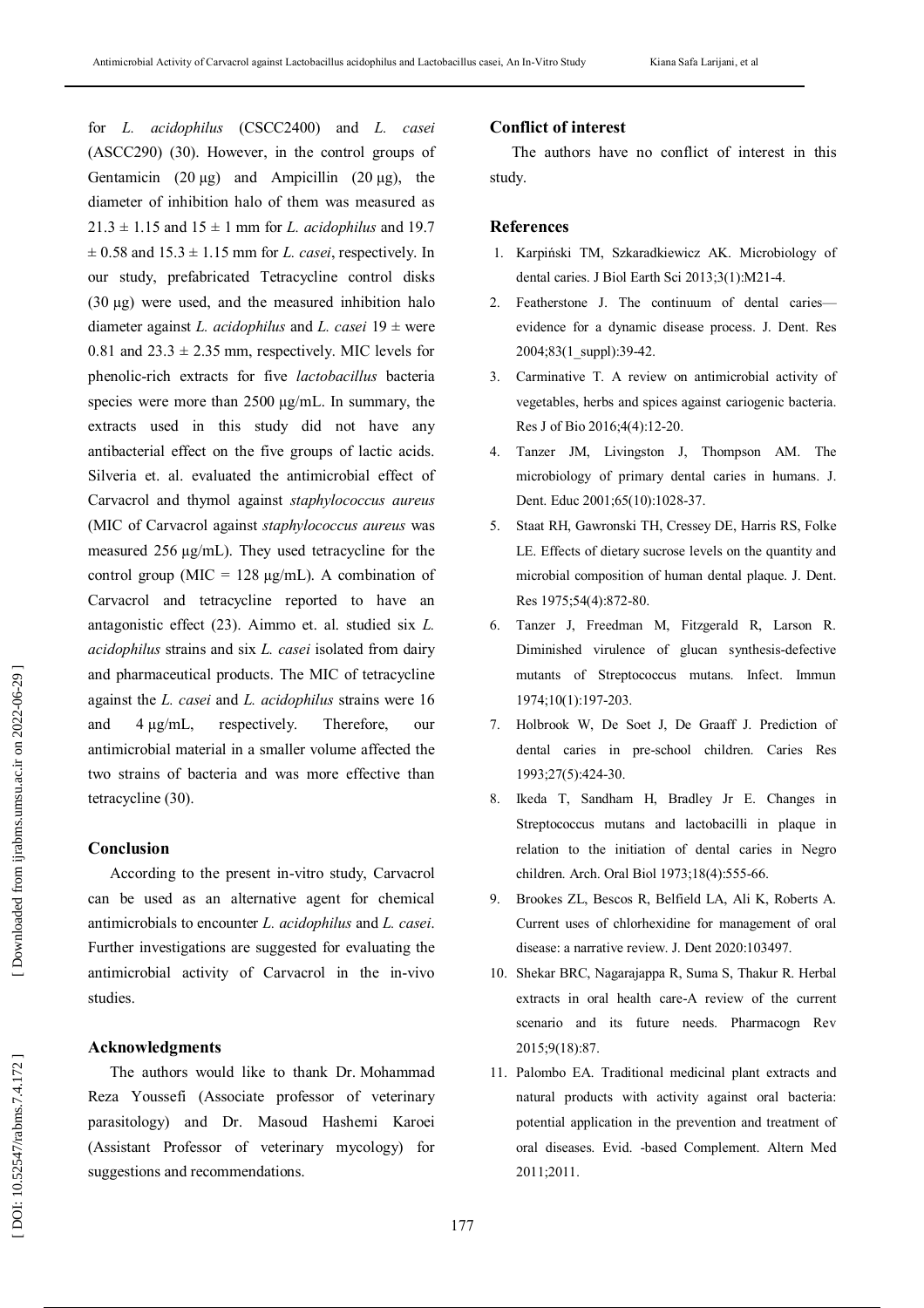for *L. acidophilus* (CSCC2400) and *L. casei* (ASCC290) (30). However, in the control groups of Gentamicin (20 µg) and Ampicillin (20 µg), the diameter of inhibition halo of them was measured as 21.3 ± 1.15 and 15 ± 1 mm for *L. acidophilus* and 19.7 ± 0.58 and 15.3 ± 1.15 mm for *L. casei*, respectively. In our study, prefabricated Tetracycline control disks (30 µg) were used, and the measured inhibition halo diameter against *L. acidophilus* and *L. casei* 19 ± were 0.81 and 23.3 ± 2.35 mm, respectively. MIC levels for phenolic-rich extracts for five *lactobacillus* bacteria species were more than 2500 µg/mL. In summary, the extracts used in this study did not have any antibacterial effect on the five groups of lactic acids. Silveria et. al. evaluated the antimicrobial effect of Carvacrol and thymol against *staphylococcus aureus* (MIC of Carvacrol against *staphylococcus aureus* was measured 256 µg/mL). They used tetracycline for the control group (MIC = 128 µg/mL). A combination of Carvacrol and tetracycline reported to have an antagonistic effect (23). Aimmo et. al. studied six *L. acidophilus* strains and six *L. casei* isolated from dairy and pharmaceutical products. The MIC of tetracycline against the *L. casei* and *L. acidophilus* strains were 16 and 4 µg/mL, respectively. Therefore, our antimicrobial material in a smaller volume affected the two strains of bacteria and was more effective than tetracycline (30).

## Conclusion

According to the present in-vitro study, Carvacrol can be used as an alternative agent for chemical antimicrobials to encounter *L. acidophilus* and *L. casei*. Further investigations are suggested for evaluating the antimicrobial activity of Carvacrol in the in-vivo studies.

## Acknowledgments

The authors would like to thank Dr. Mohammad Reza Youssefi (Associate professor of veterinary parasitology) and Dr. Masoud Hashemi Karoei (Assistant Professor of veterinary mycology) for suggestions and recommendations.

## Conflict of interest

The authors have no conflict of interest in this study.

## References

1. Karpiński TM, Szkaradkiewicz AK. Microbiology of dental caries. J Biol Earth Sci 2013;3(1):M21-4.
2. Featherstone J. The continuum of dental caries—evidence for a dynamic disease process. J. Dent. Res 2004;83(1_suppl):39-42.
3. Carminative T. A review on antimicrobial activity of vegetables, herbs and spices against cariogenic bacteria. Res J of Bio 2016;4(4):12-20.
4. Tanzer JM, Livingston J, Thompson AM. The microbiology of primary dental caries in humans. J. Dent. Educ 2001;65(10):1028-37.
5. Staat RH, Gawronski TH, Cressey DE, Harris RS, Folke LE. Effects of dietary sucrose levels on the quantity and microbial composition of human dental plaque. J. Dent. Res 1975;54(4):872-80.
6. Tanzer J, Freedman M, Fitzgerald R, Larson R. Diminished virulence of glucan synthesis-defective mutants of Streptococcus mutans. Infect. Immun 1974;10(1):197-203.
7. Holbrook W, De Soet J, De Graaff J. Prediction of dental caries in pre-school children. Caries Res 1993;27(5):424-30.
8. Ikeda T, Sandham H, Bradley Jr E. Changes in Streptococcus mutans and lactobacilli in plaque in relation to the initiation of dental caries in Negro children. Arch. Oral Biol 1973;18(4):555-66.
9. Brookes ZL, Bescos R, Belfield LA, Ali K, Roberts A. Current uses of chlorhexidine for management of oral disease: a narrative review. J. Dent 2020:103497.
10. Shekar BRC, Nagarajappa R, Suma S, Thakur R. Herbal extracts in oral health care-A review of the current scenario and its future needs. Pharmacogn Rev 2015;9(18):87.
11. Palombo EA. Traditional medicinal plant extracts and natural products with activity against oral bacteria: potential application in the prevention and treatment of oral diseases. Evid. -based Complement. Altern Med 2011;2011.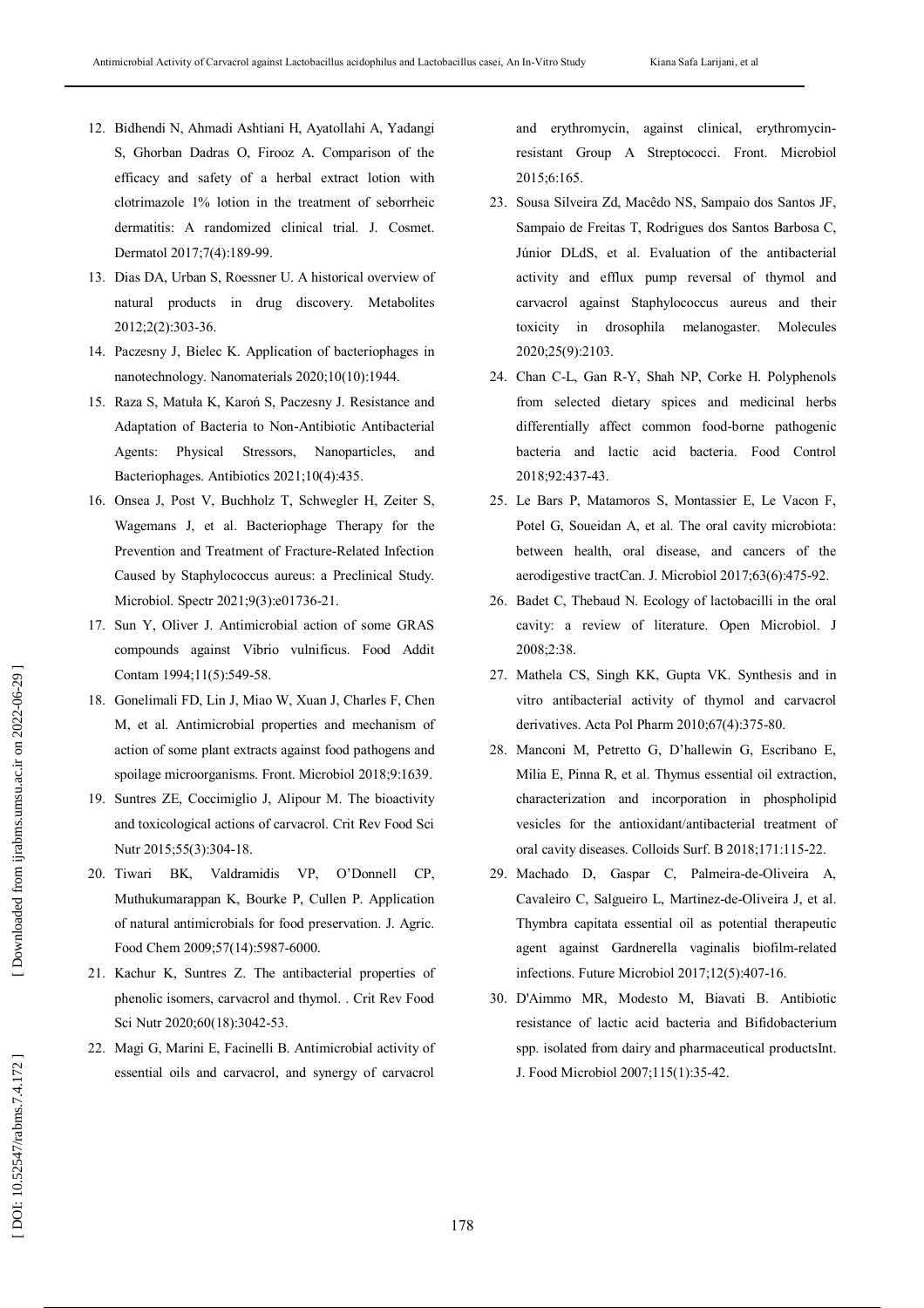12. Bidhendi N, Ahmadi Ashtiani H, Ayatollahi A, Yadangi S, Ghorban Dadras O, Firooz A. Comparison of the efficacy and safety of a herbal extract lotion with clotrimazole 1% lotion in the treatment of seborrheic dermatitis: A randomized clinical trial. J. Cosmet. Dermatol 2017;7(4):189-99.
13. Dias DA, Urban S, Roessner U. A historical overview of natural products in drug discovery. Metabolites 2012;2(2):303-36.
14. Paczesny J, Bielec K. Application of bacteriophages in nanotechnology. Nanomaterials 2020;10(10):1944.
15. Raza S, Matuła K, Karoń S, Paczesny J. Resistance and Adaptation of Bacteria to Non-Antibiotic Antibacterial Agents: Physical Stressors, Nanoparticles, and Bacteriophages. Antibiotics 2021;10(4):435.
16. Onsea J, Post V, Buchholz T, Schwegler H, Zeiter S, Wagemans J, et al. Bacteriophage Therapy for the Prevention and Treatment of Fracture-Related Infection Caused by Staphylococcus aureus: a Preclinical Study. Microbiol. Spectr 2021;9(3):e01736-21.
17. Sun Y, Oliver J. Antimicrobial action of some GRAS compounds against Vibrio vulnificus. Food Addit Contam 1994;11(5):549-58.
18. Gonelimali FD, Lin J, Miao W, Xuan J, Charles F, Chen M, et al. Antimicrobial properties and mechanism of action of some plant extracts against food pathogens and spoilage microorganisms. Front. Microbiol 2018;9:1639.
19. Suntres ZE, Coccimiglio J, Alipour M. The bioactivity and toxicological actions of carvacrol. Crit Rev Food Sci Nutr 2015;55(3):304-18.
20. Tiwari BK, Valdramidis VP, O'Donnell CP, Muthukumarappan K, Bourke P, Cullen P. Application of natural antimicrobials for food preservation. J. Agric. Food Chem 2009;57(14):5987-6000.
21. Kachur K, Suntres Z. The antibacterial properties of phenolic isomers, carvacrol and thymol. . Crit Rev Food Sci Nutr 2020;60(18):3042-53.
22. Magi G, Marini E, Facinelli B. Antimicrobial activity of essential oils and carvacrol, and synergy of carvacrol and erythromycin, against clinical, erythromycin-resistant Group A Streptococci. Front. Microbiol 2015;6:165.
23. Sousa Silveira Zd, Macêdo NS, Sampaio dos Santos JF, Sampaio de Freitas T, Rodrigues dos Santos Barbosa C, Júnior DLdS, et al. Evaluation of the antibacterial activity and efflux pump reversal of thymol and carvacrol against Staphylococcus aureus and their toxicity in drosophila melanogaster. Molecules 2020;25(9):2103.
24. Chan C-L, Gan R-Y, Shah NP, Corke H. Polyphenols from selected dietary spices and medicinal herbs differentially affect common food-borne pathogenic bacteria and lactic acid bacteria. Food Control 2018;92:437-43.
25. Le Bars P, Matamoros S, Montassier E, Le Vacon F, Potel G, Soueidan A, et al. The oral cavity microbiota: between health, oral disease, and cancers of the aerodigestive tractCan. J. Microbiol 2017;63(6):475-92.
26. Badet C, Thebaud N. Ecology of lactobacilli in the oral cavity: a review of literature. Open Microbiol. J 2008;2:38.
27. Mathela CS, Singh KK, Gupta VK. Synthesis and in vitro antibacterial activity of thymol and carvacrol derivatives. Acta Pol Pharm 2010;67(4):375-80.
28. Manconi M, Petretto G, D'hallewin G, Escribano E, Milia E, Pinna R, et al. Thymus essential oil extraction, characterization and incorporation in phospholipid vesicles for the antioxidant/antibacterial treatment of oral cavity diseases. Colloids Surf. B 2018;171:115-22.
29. Machado D, Gaspar C, Palmeira-de-Oliveira A, Cavaleiro C, Salgueiro L, Martinez-de-Oliveira J, et al. Thymbra capitata essential oil as potential therapeutic agent against Gardnerella vaginalis biofilm-related infections. Future Microbiol 2017;12(5):407-16.
30. D'Aimmo MR, Modesto M, Biavati B. Antibiotic resistance of lactic acid bacteria and Bifidobacterium spp. isolated from dairy and pharmaceutical productsInt. J. Food Microbiol 2007;115(1):35-42.